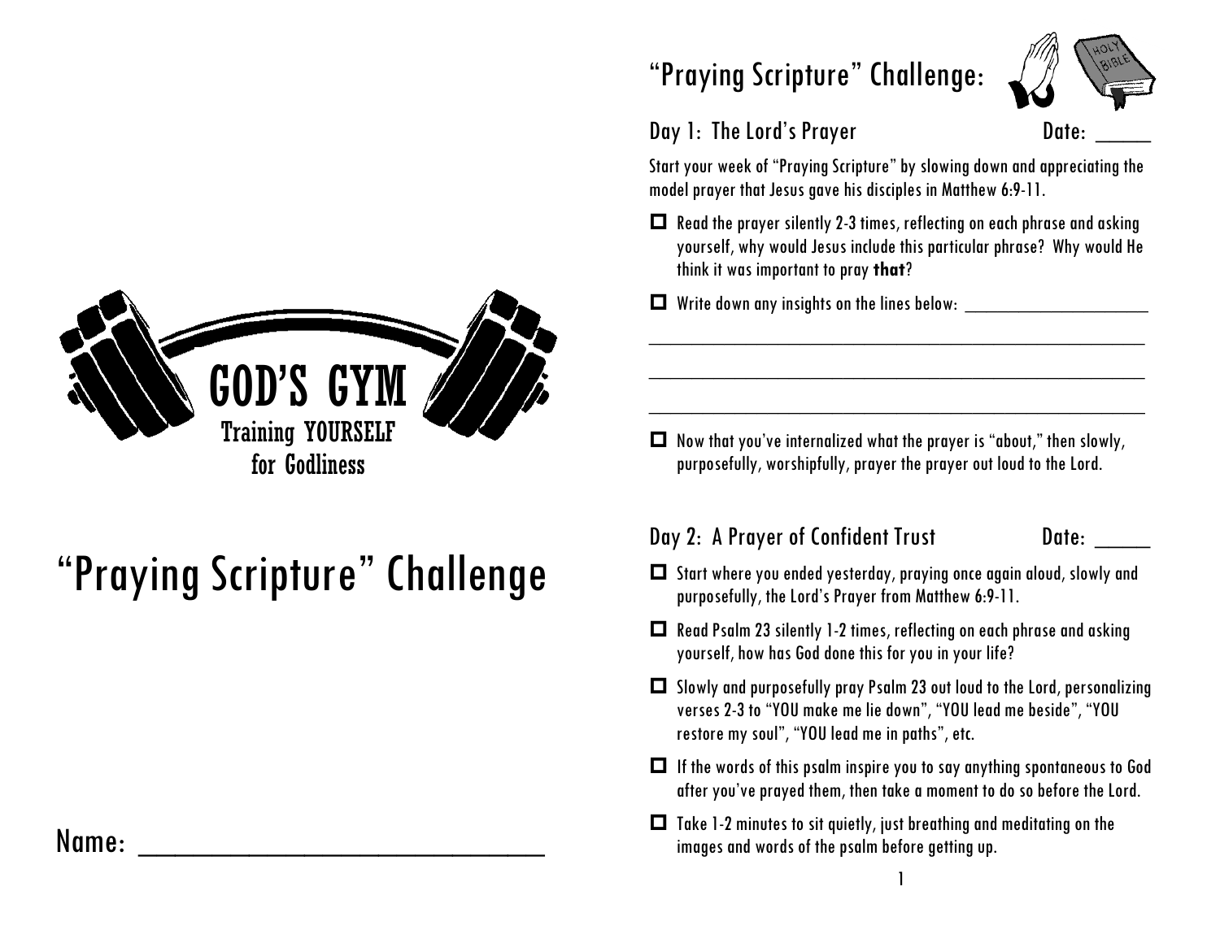GOD'S GYM

Training YOURSELF for Godliness

# "Praying Scripture" Challenge

Name: ______________________________

## "Praying Scripture" Challenge:

### Day 1: The Lord's Prayer — Date: _____

Start your week of "Praying Scripture" by slowing down and appreciating the model prayer that Jesus gave his disciples in Matthew 6:9-11.

- ☐ Read the prayer silently 2-3 times, reflecting on each phrase and asking yourself, why would Jesus include this particular phrase? Why would He think it was important to pray **that**?
- ☐ Write down any insights on the lines below: ____________________

_______________________________________________________

_______________________________________________________

_______________________________________________________

- ☐ Now that you've internalized what the prayer is "about," then slowly, purposefully, worshipfully, prayer the prayer out loud to the Lord.

### Day 2: A Prayer of Confident Trust — Date: _____

- ☐ Start where you ended yesterday, praying once again aloud, slowly and purposefully, the Lord's Prayer from Matthew 6:9-11.
- ☐ Read Psalm 23 silently 1-2 times, reflecting on each phrase and asking yourself, how has God done this for you in your life?
- ☐ Slowly and purposefully pray Psalm 23 out loud to the Lord, personalizing verses 2-3 to "YOU make me lie down", "YOU lead me beside", "YOU restore my soul", "YOU lead me in paths", etc.
- ☐ If the words of this psalm inspire you to say anything spontaneous to God after you've prayed them, then take a moment to do so before the Lord.
- ☐ Take 1-2 minutes to sit quietly, just breathing and meditating on the images and words of the psalm before getting up.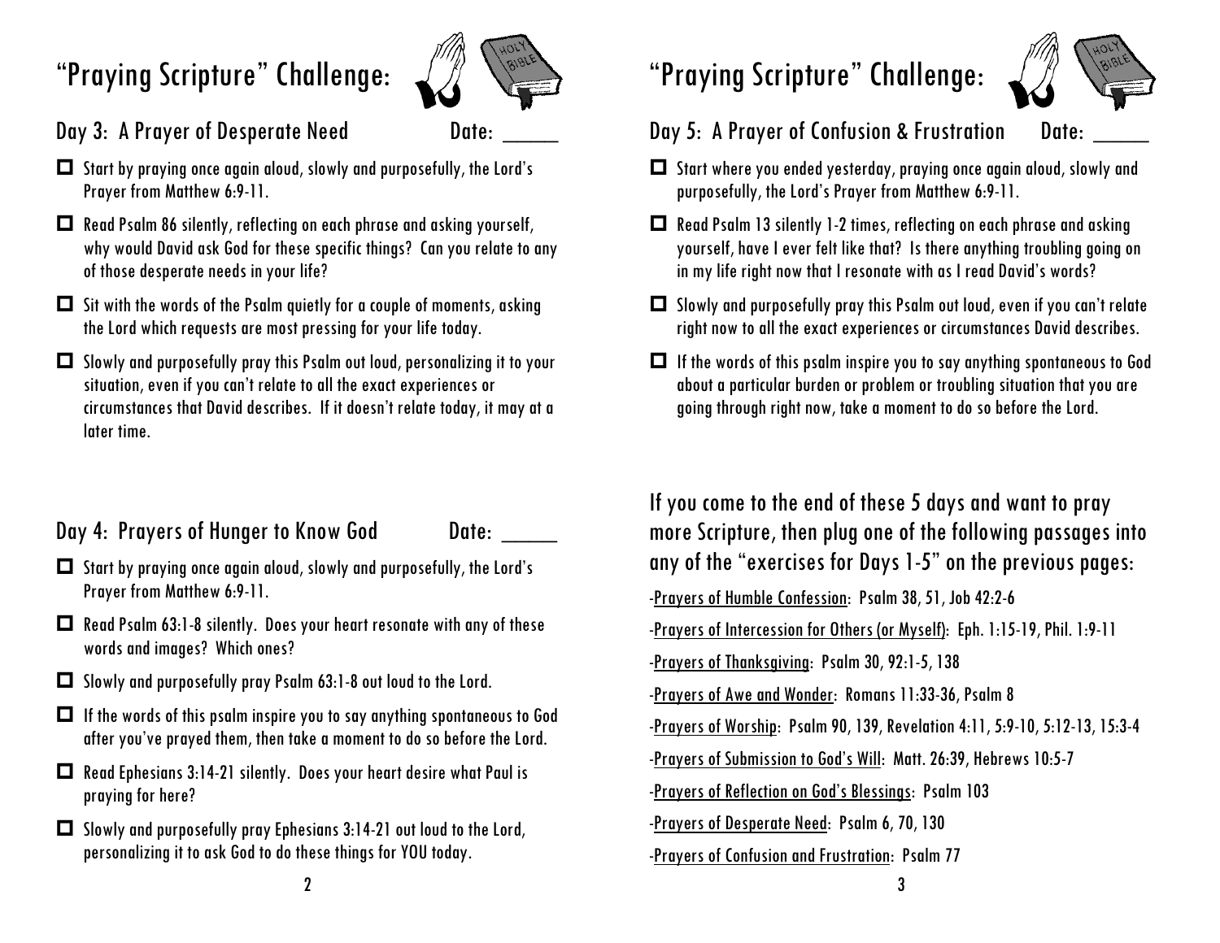# "Praying Scripture" Challenge:

## Day 3: A Prayer of Desperate Need

Date: _____

- ☐ Start by praying once again aloud, slowly and purposefully, the Lord's Prayer from Matthew 6:9-11.
- ☐ Read Psalm 86 silently, reflecting on each phrase and asking yourself, why would David ask God for these specific things? Can you relate to any of those desperate needs in your life?
- ☐ Sit with the words of the Psalm quietly for a couple of moments, asking the Lord which requests are most pressing for your life today.
- ☐ Slowly and purposefully pray this Psalm out loud, personalizing it to your situation, even if you can't relate to all the exact experiences or circumstances that David describes. If it doesn't relate today, it may at a later time.

## Day 4: Prayers of Hunger to Know God

Date: _____

- ☐ Start by praying once again aloud, slowly and purposefully, the Lord's Prayer from Matthew 6:9-11.
- ☐ Read Psalm 63:1-8 silently. Does your heart resonate with any of these words and images? Which ones?
- ☐ Slowly and purposefully pray Psalm 63:1-8 out loud to the Lord.
- ☐ If the words of this psalm inspire you to say anything spontaneous to God after you've prayed them, then take a moment to do so before the Lord.
- ☐ Read Ephesians 3:14-21 silently. Does your heart desire what Paul is praying for here?
- ☐ Slowly and purposefully pray Ephesians 3:14-21 out loud to the Lord, personalizing it to ask God to do these things for YOU today.

# "Praying Scripture" Challenge:

## Day 5: A Prayer of Confusion & Frustration

Date: _____

- ☐ Start where you ended yesterday, praying once again aloud, slowly and purposefully, the Lord's Prayer from Matthew 6:9-11.
- ☐ Read Psalm 13 silently 1-2 times, reflecting on each phrase and asking yourself, have I ever felt like that? Is there anything troubling going on in my life right now that I resonate with as I read David's words?
- ☐ Slowly and purposefully pray this Psalm out loud, even if you can't relate right now to all the exact experiences or circumstances David describes.
- ☐ If the words of this psalm inspire you to say anything spontaneous to God about a particular burden or problem or troubling situation that you are going through right now, take a moment to do so before the Lord.

If you come to the end of these 5 days and want to pray more Scripture, then plug one of the following passages into any of the "exercises for Days 1-5" on the previous pages:

-Prayers of Humble Confession: Psalm 38, 51, Job 42:2-6

-Prayers of Intercession for Others (or Myself): Eph. 1:15-19, Phil. 1:9-11

-Prayers of Thanksgiving: Psalm 30, 92:1-5, 138

-Prayers of Awe and Wonder: Romans 11:33-36, Psalm 8

-Prayers of Worship: Psalm 90, 139, Revelation 4:11, 5:9-10, 5:12-13, 15:3-4

-Prayers of Submission to God's Will: Matt. 26:39, Hebrews 10:5-7

-Prayers of Reflection on God's Blessings: Psalm 103

-Prayers of Desperate Need: Psalm 6, 70, 130

-Prayers of Confusion and Frustration: Psalm 77